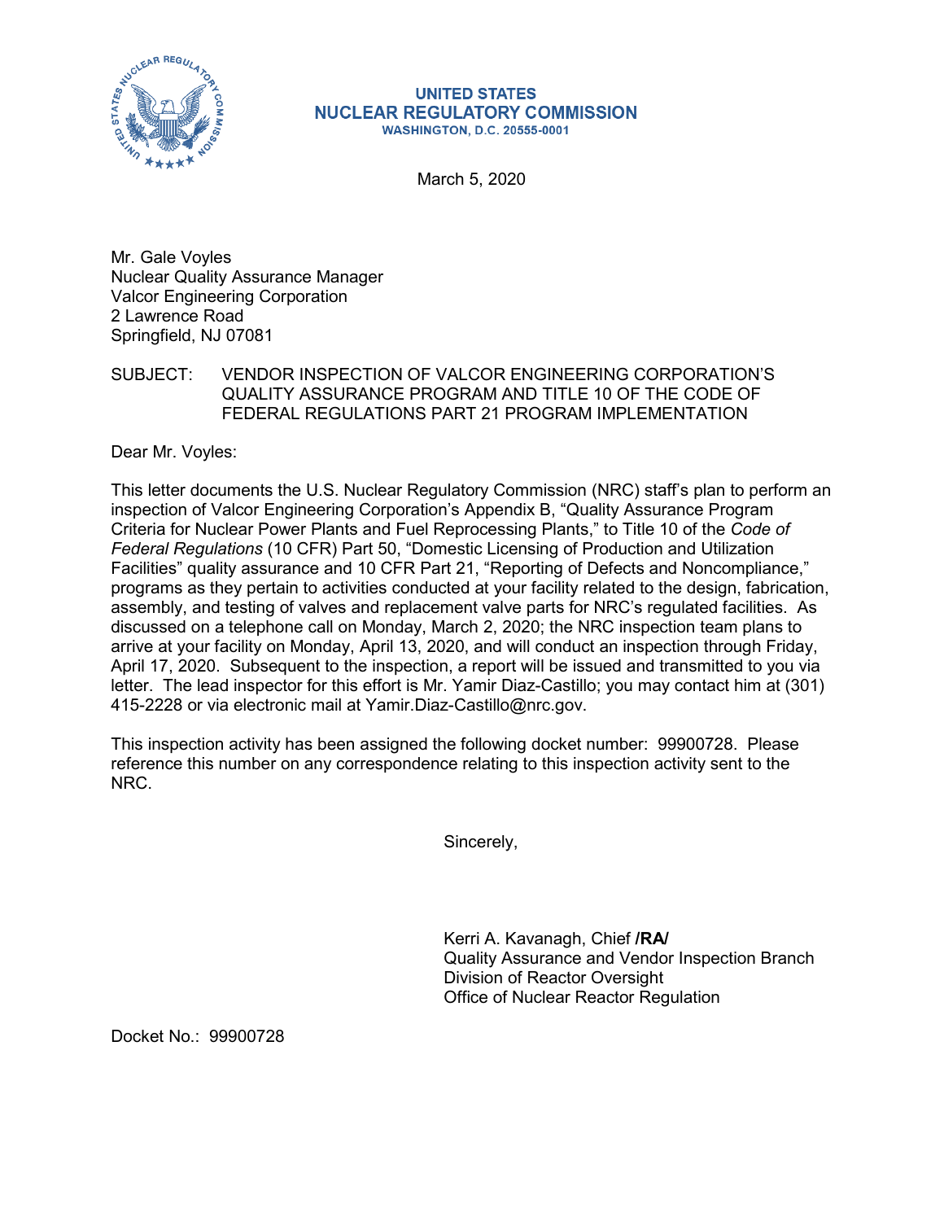**UNITED STATES**
**NUCLEAR REGULATORY COMMISSION**
**WASHINGTON, D.C. 20555-0001**

March 5, 2020

Mr. Gale Voyles
Nuclear Quality Assurance Manager
Valcor Engineering Corporation
2 Lawrence Road
Springfield, NJ 07081

SUBJECT: VENDOR INSPECTION OF VALCOR ENGINEERING CORPORATION'S QUALITY ASSURANCE PROGRAM AND TITLE 10 OF THE CODE OF FEDERAL REGULATIONS PART 21 PROGRAM IMPLEMENTATION

Dear Mr. Voyles:

This letter documents the U.S. Nuclear Regulatory Commission (NRC) staff's plan to perform an inspection of Valcor Engineering Corporation's Appendix B, "Quality Assurance Program Criteria for Nuclear Power Plants and Fuel Reprocessing Plants," to Title 10 of the *Code of Federal Regulations* (10 CFR) Part 50, "Domestic Licensing of Production and Utilization Facilities" quality assurance and 10 CFR Part 21, "Reporting of Defects and Noncompliance," programs as they pertain to activities conducted at your facility related to the design, fabrication, assembly, and testing of valves and replacement valve parts for NRC's regulated facilities. As discussed on a telephone call on Monday, March 2, 2020; the NRC inspection team plans to arrive at your facility on Monday, April 13, 2020, and will conduct an inspection through Friday, April 17, 2020. Subsequent to the inspection, a report will be issued and transmitted to you via letter. The lead inspector for this effort is Mr. Yamir Diaz-Castillo; you may contact him at (301) 415-2228 or via electronic mail at Yamir.Diaz-Castillo@nrc.gov.

This inspection activity has been assigned the following docket number: 99900728. Please reference this number on any correspondence relating to this inspection activity sent to the NRC.

Sincerely,

Kerri A. Kavanagh, Chief **/RA/**
Quality Assurance and Vendor Inspection Branch
Division of Reactor Oversight
Office of Nuclear Reactor Regulation

Docket No.: 99900728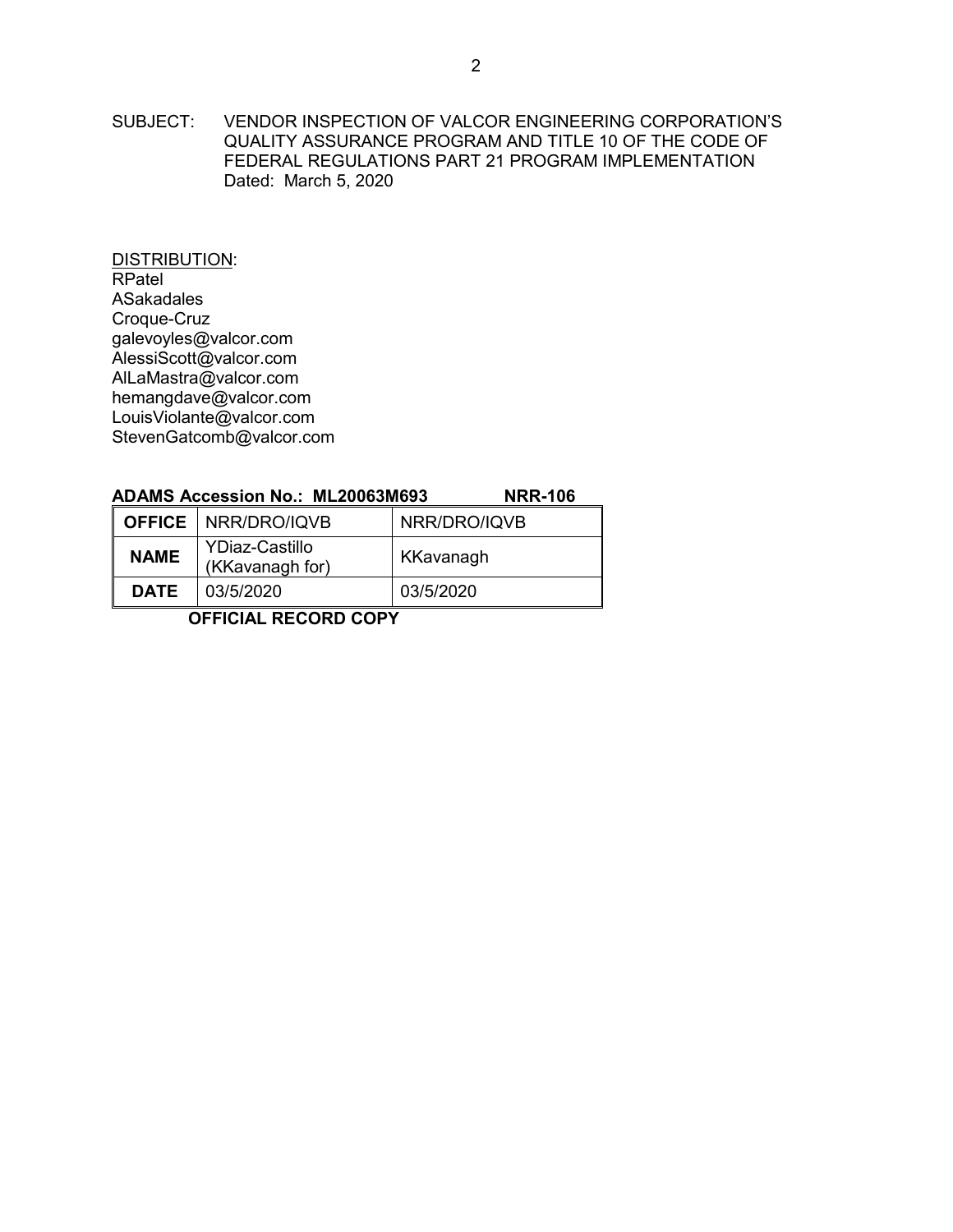SUBJECT: VENDOR INSPECTION OF VALCOR ENGINEERING CORPORATION'S QUALITY ASSURANCE PROGRAM AND TITLE 10 OF THE CODE OF FEDERAL REGULATIONS PART 21 PROGRAM IMPLEMENTATION
Dated: March 5, 2020

DISTRIBUTION:
RPatel
ASakadales
Croque-Cruz
galevoyles@valcor.com
AlessiScott@valcor.com
AlLaMastra@valcor.com
hemangdave@valcor.com
LouisViolante@valcor.com
StevenGatcomb@valcor.com

**ADAMS Accession No.: ML20063M693 NRR-106**

| **OFFICE** | NRR/DRO/IQVB | NRR/DRO/IQVB |
|---|---|---|
| **NAME** | YDiaz-Castillo (KKavanagh for) | KKavanagh |
| **DATE** | 03/5/2020 | 03/5/2020 |

**OFFICIAL RECORD COPY**